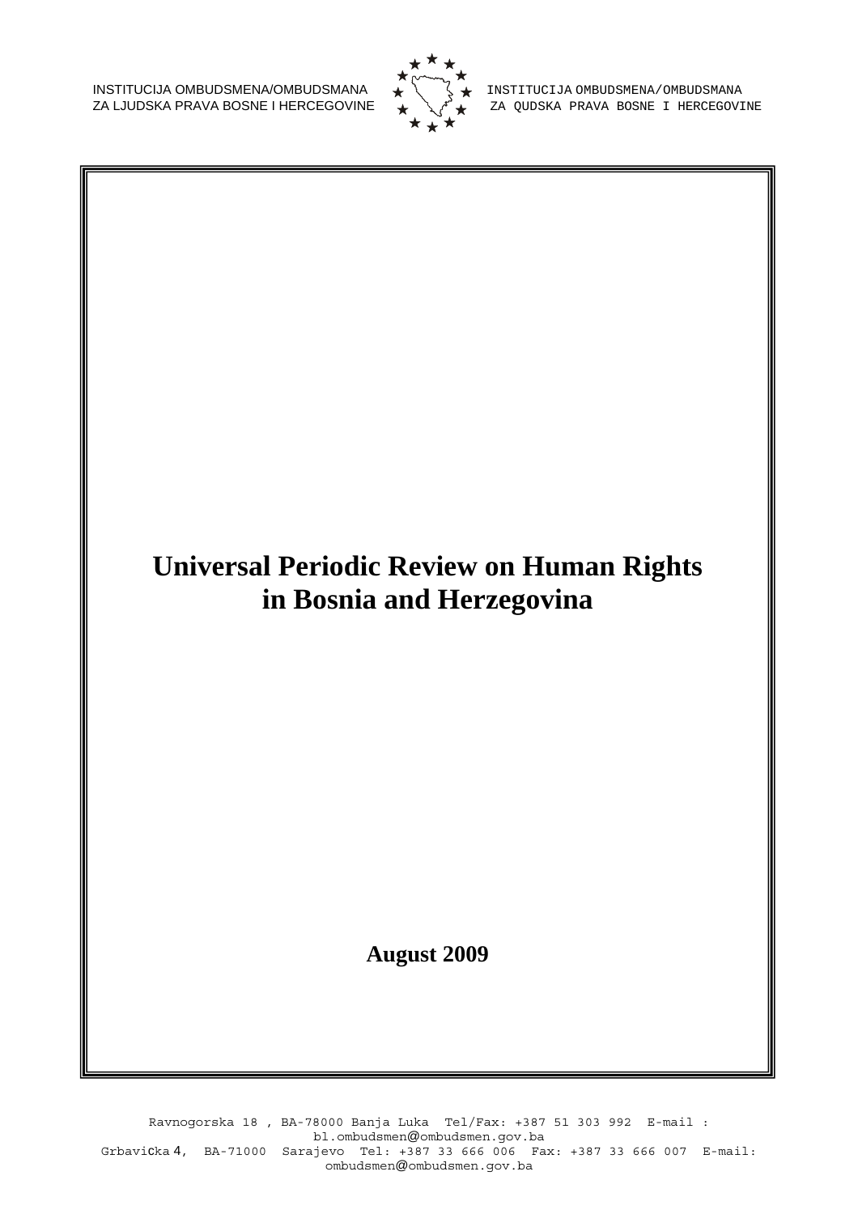INSTITUCIJA OMBUDSMENA/OMBUDSMANA
ZA LJUDSKA PRAVA BOSNE I HERCEGOVINE

INSTITUCIJA OMBUDSMENA/OMBUDSMANA
ZA QUDSKA PRAVA BOSNE I HERCEGOVINE

# Universal Periodic Review on Human Rights in Bosnia and Herzegovina

**August 2009**

Ravnogorska 18 , BA-78000 Banja Luka Tel/Fax: +387 51 303 992 E-mail : bl.ombudsmen@ombudsmen.gov.ba
Grbavička 4, BA-71000 Sarajevo Tel: +387 33 666 006 Fax: +387 33 666 007 E-mail: ombudsmen@ombudsmen.gov.ba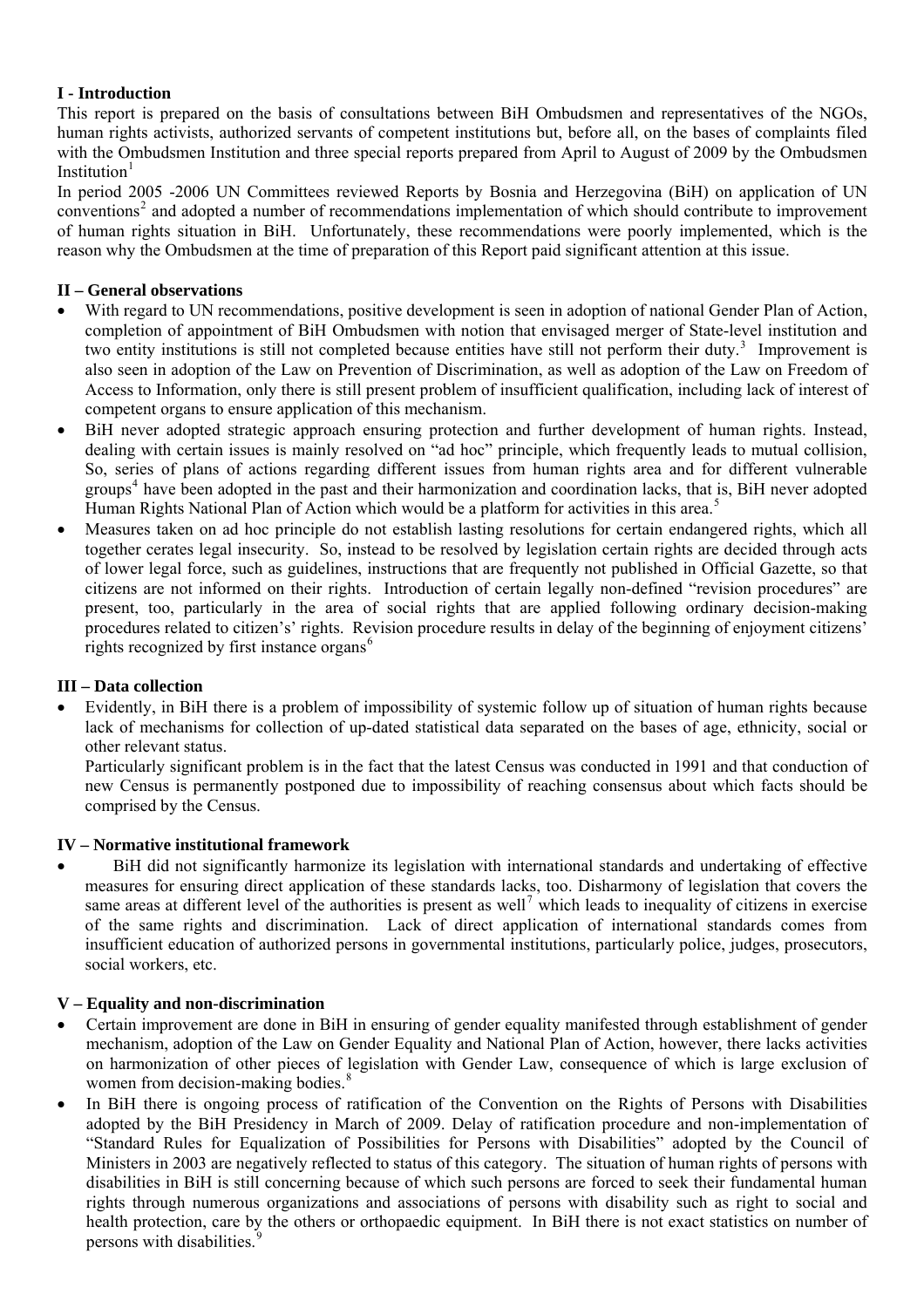## I - Introduction

This report is prepared on the basis of consultations between BiH Ombudsmen and representatives of the NGOs, human rights activists, authorized servants of competent institutions but, before all, on the bases of complaints filed with the Ombudsmen Institution and three special reports prepared from April to August of 2009 by the Ombudsmen Institution[1]

In period 2005 -2006 UN Committees reviewed Reports by Bosnia and Herzegovina (BiH) on application of UN conventions[2] and adopted a number of recommendations implementation of which should contribute to improvement of human rights situation in BiH. Unfortunately, these recommendations were poorly implemented, which is the reason why the Ombudsmen at the time of preparation of this Report paid significant attention at this issue.

## II – General observations

- With regard to UN recommendations, positive development is seen in adoption of national Gender Plan of Action, completion of appointment of BiH Ombudsmen with notion that envisaged merger of State-level institution and two entity institutions is still not completed because entities have still not perform their duty.[3] Improvement is also seen in adoption of the Law on Prevention of Discrimination, as well as adoption of the Law on Freedom of Access to Information, only there is still present problem of insufficient qualification, including lack of interest of competent organs to ensure application of this mechanism.
- BiH never adopted strategic approach ensuring protection and further development of human rights. Instead, dealing with certain issues is mainly resolved on "ad hoc" principle, which frequently leads to mutual collision, So, series of plans of actions regarding different issues from human rights area and for different vulnerable groups[4] have been adopted in the past and their harmonization and coordination lacks, that is, BiH never adopted Human Rights National Plan of Action which would be a platform for activities in this area.[5]
- Measures taken on ad hoc principle do not establish lasting resolutions for certain endangered rights, which all together cerates legal insecurity. So, instead to be resolved by legislation certain rights are decided through acts of lower legal force, such as guidelines, instructions that are frequently not published in Official Gazette, so that citizens are not informed on their rights. Introduction of certain legally non-defined "revision procedures" are present, too, particularly in the area of social rights that are applied following ordinary decision-making procedures related to citizen's' rights. Revision procedure results in delay of the beginning of enjoyment citizens' rights recognized by first instance organs[6]

## III – Data collection

- Evidently, in BiH there is a problem of impossibility of systemic follow up of situation of human rights because lack of mechanisms for collection of up-dated statistical data separated on the bases of age, ethnicity, social or other relevant status.

  Particularly significant problem is in the fact that the latest Census was conducted in 1991 and that conduction of new Census is permanently postponed due to impossibility of reaching consensus about which facts should be comprised by the Census.

## IV – Normative institutional framework

- BiH did not significantly harmonize its legislation with international standards and undertaking of effective measures for ensuring direct application of these standards lacks, too. Disharmony of legislation that covers the same areas at different level of the authorities is present as well[7] which leads to inequality of citizens in exercise of the same rights and discrimination. Lack of direct application of international standards comes from insufficient education of authorized persons in governmental institutions, particularly police, judges, prosecutors, social workers, etc.

## V – Equality and non-discrimination

- Certain improvement are done in BiH in ensuring of gender equality manifested through establishment of gender mechanism, adoption of the Law on Gender Equality and National Plan of Action, however, there lacks activities on harmonization of other pieces of legislation with Gender Law, consequence of which is large exclusion of women from decision-making bodies.[8]
- In BiH there is ongoing process of ratification of the Convention on the Rights of Persons with Disabilities adopted by the BiH Presidency in March of 2009. Delay of ratification procedure and non-implementation of "Standard Rules for Equalization of Possibilities for Persons with Disabilities" adopted by the Council of Ministers in 2003 are negatively reflected to status of this category. The situation of human rights of persons with disabilities in BiH is still concerning because of which such persons are forced to seek their fundamental human rights through numerous organizations and associations of persons with disability such as right to social and health protection, care by the others or orthopaedic equipment. In BiH there is not exact statistics on number of persons with disabilities.[9]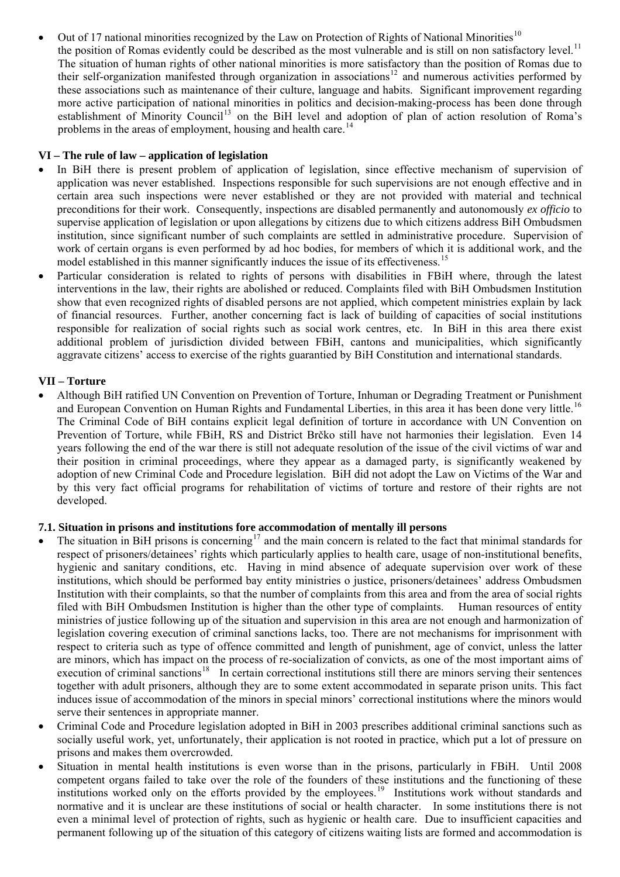- Out of 17 national minorities recognized by the Law on Protection of Rights of National Minorities[10] the position of Romas evidently could be described as the most vulnerable and is still on non satisfactory level.[11] The situation of human rights of other national minorities is more satisfactory than the position of Romas due to their self-organization manifested through organization in associations[12] and numerous activities performed by these associations such as maintenance of their culture, language and habits. Significant improvement regarding more active participation of national minorities in politics and decision-making-process has been done through establishment of Minority Council[13] on the BiH level and adoption of plan of action resolution of Roma's problems in the areas of employment, housing and health care.[14]

### VI – The rule of law – application of legislation

- In BiH there is present problem of application of legislation, since effective mechanism of supervision of application was never established. Inspections responsible for such supervisions are not enough effective and in certain area such inspections were never established or they are not provided with material and technical preconditions for their work. Consequently, inspections are disabled permanently and autonomously *ex officio* to supervise application of legislation or upon allegations by citizens due to which citizens address BiH Ombudsmen institution, since significant number of such complaints are settled in administrative procedure. Supervision of work of certain organs is even performed by ad hoc bodies, for members of which it is additional work, and the model established in this manner significantly induces the issue of its effectiveness.[15]
- Particular consideration is related to rights of persons with disabilities in FBiH where, through the latest interventions in the law, their rights are abolished or reduced. Complaints filed with BiH Ombudsmen Institution show that even recognized rights of disabled persons are not applied, which competent ministries explain by lack of financial resources. Further, another concerning fact is lack of building of capacities of social institutions responsible for realization of social rights such as social work centres, etc. In BiH in this area there exist additional problem of jurisdiction divided between FBiH, cantons and municipalities, which significantly aggravate citizens' access to exercise of the rights guarantied by BiH Constitution and international standards.

### VII – Torture

- Although BiH ratified UN Convention on Prevention of Torture, Inhuman or Degrading Treatment or Punishment and European Convention on Human Rights and Fundamental Liberties, in this area it has been done very little.[16] The Criminal Code of BiH contains explicit legal definition of torture in accordance with UN Convention on Prevention of Torture, while FBiH, RS and District Brčko still have not harmonies their legislation. Even 14 years following the end of the war there is still not adequate resolution of the issue of the civil victims of war and their position in criminal proceedings, where they appear as a damaged party, is significantly weakened by adoption of new Criminal Code and Procedure legislation. BiH did not adopt the Law on Victims of the War and by this very fact official programs for rehabilitation of victims of torture and restore of their rights are not developed.

#### 7.1. Situation in prisons and institutions fore accommodation of mentally ill persons

- The situation in BiH prisons is concerning[17] and the main concern is related to the fact that minimal standards for respect of prisoners/detainees' rights which particularly applies to health care, usage of non-institutional benefits, hygienic and sanitary conditions, etc. Having in mind absence of adequate supervision over work of these institutions, which should be performed bay entity ministries o justice, prisoners/detainees' address Ombudsmen Institution with their complaints, so that the number of complaints from this area and from the area of social rights filed with BiH Ombudsmen Institution is higher than the other type of complaints. Human resources of entity ministries of justice following up of the situation and supervision in this area are not enough and harmonization of legislation covering execution of criminal sanctions lacks, too. There are not mechanisms for imprisonment with respect to criteria such as type of offence committed and length of punishment, age of convict, unless the latter are minors, which has impact on the process of re-socialization of convicts, as one of the most important aims of execution of criminal sanctions[18] In certain correctional institutions still there are minors serving their sentences together with adult prisoners, although they are to some extent accommodated in separate prison units. This fact induces issue of accommodation of the minors in special minors' correctional institutions where the minors would serve their sentences in appropriate manner.
- Criminal Code and Procedure legislation adopted in BiH in 2003 prescribes additional criminal sanctions such as socially useful work, yet, unfortunately, their application is not rooted in practice, which put a lot of pressure on prisons and makes them overcrowded.
- Situation in mental health institutions is even worse than in the prisons, particularly in FBiH. Until 2008 competent organs failed to take over the role of the founders of these institutions and the functioning of these institutions worked only on the efforts provided by the employees.[19] Institutions work without standards and normative and it is unclear are these institutions of social or health character. In some institutions there is not even a minimal level of protection of rights, such as hygienic or health care. Due to insufficient capacities and permanent following up of the situation of this category of citizens waiting lists are formed and accommodation is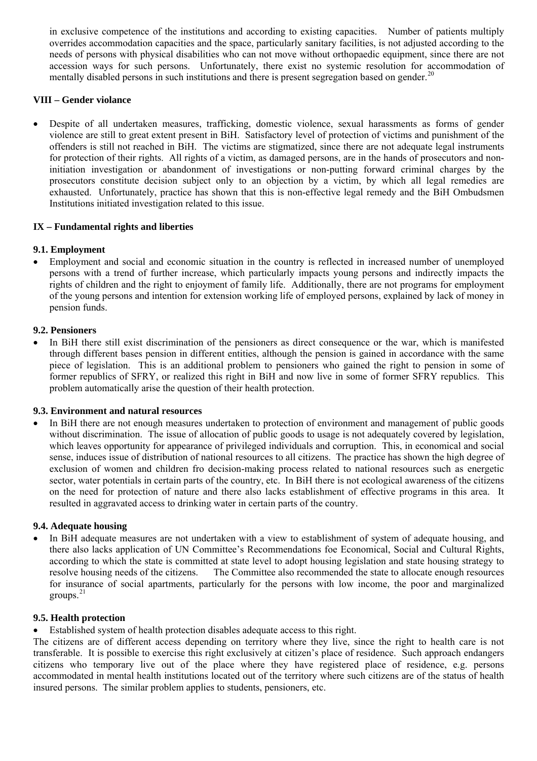in exclusive competence of the institutions and according to existing capacities. Number of patients multiply overrides accommodation capacities and the space, particularly sanitary facilities, is not adjusted according to the needs of persons with physical disabilities who can not move without orthopaedic equipment, since there are not accession ways for such persons. Unfortunately, there exist no systemic resolution for accommodation of mentally disabled persons in such institutions and there is present segregation based on gender.[20]

### VIII – Gender violance

- Despite of all undertaken measures, trafficking, domestic violence, sexual harassments as forms of gender violence are still to great extent present in BiH. Satisfactory level of protection of victims and punishment of the offenders is still not reached in BiH. The victims are stigmatized, since there are not adequate legal instruments for protection of their rights. All rights of a victim, as damaged persons, are in the hands of prosecutors and non-initiation investigation or abandonment of investigations or non-putting forward criminal charges by the prosecutors constitute decision subject only to an objection by a victim, by which all legal remedies are exhausted. Unfortunately, practice has shown that this is non-effective legal remedy and the BiH Ombudsmen Institutions initiated investigation related to this issue.

### IX – Fundamental rights and liberties

#### 9.1. Employment

- Employment and social and economic situation in the country is reflected in increased number of unemployed persons with a trend of further increase, which particularly impacts young persons and indirectly impacts the rights of children and the right to enjoyment of family life. Additionally, there are not programs for employment of the young persons and intention for extension working life of employed persons, explained by lack of money in pension funds.

#### 9.2. Pensioners

- In BiH there still exist discrimination of the pensioners as direct consequence or the war, which is manifested through different bases pension in different entities, although the pension is gained in accordance with the same piece of legislation. This is an additional problem to pensioners who gained the right to pension in some of former republics of SFRY, or realized this right in BiH and now live in some of former SFRY republics. This problem automatically arise the question of their health protection.

#### 9.3. Environment and natural resources

- In BiH there are not enough measures undertaken to protection of environment and management of public goods without discrimination. The issue of allocation of public goods to usage is not adequately covered by legislation, which leaves opportunity for appearance of privileged individuals and corruption. This, in economical and social sense, induces issue of distribution of national resources to all citizens. The practice has shown the high degree of exclusion of women and children fro decision-making process related to national resources such as energetic sector, water potentials in certain parts of the country, etc. In BiH there is not ecological awareness of the citizens on the need for protection of nature and there also lacks establishment of effective programs in this area. It resulted in aggravated access to drinking water in certain parts of the country.

#### 9.4. Adequate housing

- In BiH adequate measures are not undertaken with a view to establishment of system of adequate housing, and there also lacks application of UN Committee's Recommendations foe Economical, Social and Cultural Rights, according to which the state is committed at state level to adopt housing legislation and state housing strategy to resolve housing needs of the citizens. The Committee also recommended the state to allocate enough resources for insurance of social apartments, particularly for the persons with low income, the poor and marginalized groups.[21]

#### 9.5. Health protection

- Established system of health protection disables adequate access to this right.

The citizens are of different access depending on territory where they live, since the right to health care is not transferable. It is possible to exercise this right exclusively at citizen's place of residence. Such approach endangers citizens who temporary live out of the place where they have registered place of residence, e.g. persons accommodated in mental health institutions located out of the territory where such citizens are of the status of health insured persons. The similar problem applies to students, pensioners, etc.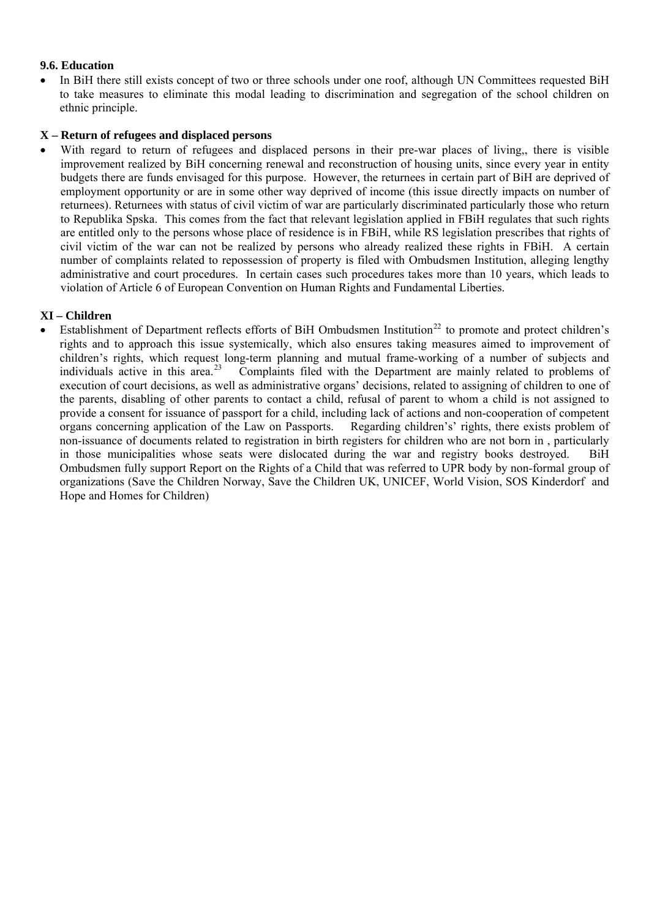### 9.6. Education

- In BiH there still exists concept of two or three schools under one roof, although UN Committees requested BiH to take measures to eliminate this modal leading to discrimination and segregation of the school children on ethnic principle.

### X – Return of refugees and displaced persons

- With regard to return of refugees and displaced persons in their pre-war places of living,, there is visible improvement realized by BiH concerning renewal and reconstruction of housing units, since every year in entity budgets there are funds envisaged for this purpose. However, the returnees in certain part of BiH are deprived of employment opportunity or are in some other way deprived of income (this issue directly impacts on number of returnees). Returnees with status of civil victim of war are particularly discriminated particularly those who return to Republika Spska. This comes from the fact that relevant legislation applied in FBiH regulates that such rights are entitled only to the persons whose place of residence is in FBiH, while RS legislation prescribes that rights of civil victim of the war can not be realized by persons who already realized these rights in FBiH. A certain number of complaints related to repossession of property is filed with Ombudsmen Institution, alleging lengthy administrative and court procedures. In certain cases such procedures takes more than 10 years, which leads to violation of Article 6 of European Convention on Human Rights and Fundamental Liberties.

### XI – Children

- Establishment of Department reflects efforts of BiH Ombudsmen Institution[22] to promote and protect children's rights and to approach this issue systemically, which also ensures taking measures aimed to improvement of children's rights, which request long-term planning and mutual frame-working of a number of subjects and individuals active in this area.[23] Complaints filed with the Department are mainly related to problems of execution of court decisions, as well as administrative organs' decisions, related to assigning of children to one of the parents, disabling of other parents to contact a child, refusal of parent to whom a child is not assigned to provide a consent for issuance of passport for a child, including lack of actions and non-cooperation of competent organs concerning application of the Law on Passports. Regarding children's' rights, there exists problem of non-issuance of documents related to registration in birth registers for children who are not born in , particularly in those municipalities whose seats were dislocated during the war and registry books destroyed. BiH Ombudsmen fully support Report on the Rights of a Child that was referred to UPR body by non-formal group of organizations (Save the Children Norway, Save the Children UK, UNICEF, World Vision, SOS Kinderdorf and Hope and Homes for Children)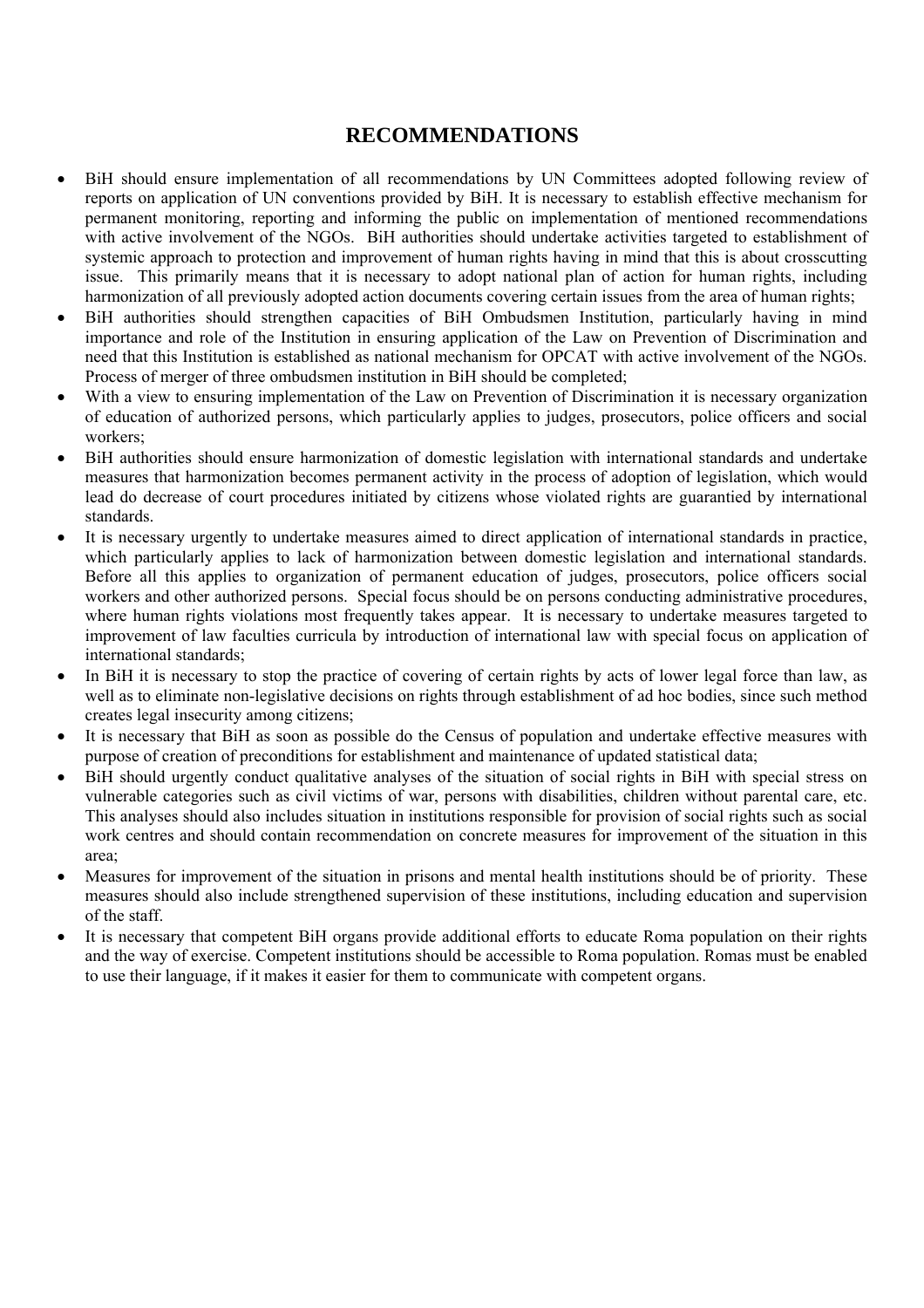# RECOMMENDATIONS

- BiH should ensure implementation of all recommendations by UN Committees adopted following review of reports on application of UN conventions provided by BiH. It is necessary to establish effective mechanism for permanent monitoring, reporting and informing the public on implementation of mentioned recommendations with active involvement of the NGOs. BiH authorities should undertake activities targeted to establishment of systemic approach to protection and improvement of human rights having in mind that this is about crosscutting issue. This primarily means that it is necessary to adopt national plan of action for human rights, including harmonization of all previously adopted action documents covering certain issues from the area of human rights;
- BiH authorities should strengthen capacities of BiH Ombudsmen Institution, particularly having in mind importance and role of the Institution in ensuring application of the Law on Prevention of Discrimination and need that this Institution is established as national mechanism for OPCAT with active involvement of the NGOs. Process of merger of three ombudsmen institution in BiH should be completed;
- With a view to ensuring implementation of the Law on Prevention of Discrimination it is necessary organization of education of authorized persons, which particularly applies to judges, prosecutors, police officers and social workers;
- BiH authorities should ensure harmonization of domestic legislation with international standards and undertake measures that harmonization becomes permanent activity in the process of adoption of legislation, which would lead do decrease of court procedures initiated by citizens whose violated rights are guarantied by international standards.
- It is necessary urgently to undertake measures aimed to direct application of international standards in practice, which particularly applies to lack of harmonization between domestic legislation and international standards. Before all this applies to organization of permanent education of judges, prosecutors, police officers social workers and other authorized persons. Special focus should be on persons conducting administrative procedures, where human rights violations most frequently takes appear. It is necessary to undertake measures targeted to improvement of law faculties curricula by introduction of international law with special focus on application of international standards;
- In BiH it is necessary to stop the practice of covering of certain rights by acts of lower legal force than law, as well as to eliminate non-legislative decisions on rights through establishment of ad hoc bodies, since such method creates legal insecurity among citizens;
- It is necessary that BiH as soon as possible do the Census of population and undertake effective measures with purpose of creation of preconditions for establishment and maintenance of updated statistical data;
- BiH should urgently conduct qualitative analyses of the situation of social rights in BiH with special stress on vulnerable categories such as civil victims of war, persons with disabilities, children without parental care, etc. This analyses should also includes situation in institutions responsible for provision of social rights such as social work centres and should contain recommendation on concrete measures for improvement of the situation in this area;
- Measures for improvement of the situation in prisons and mental health institutions should be of priority. These measures should also include strengthened supervision of these institutions, including education and supervision of the staff.
- It is necessary that competent BiH organs provide additional efforts to educate Roma population on their rights and the way of exercise. Competent institutions should be accessible to Roma population. Romas must be enabled to use their language, if it makes it easier for them to communicate with competent organs.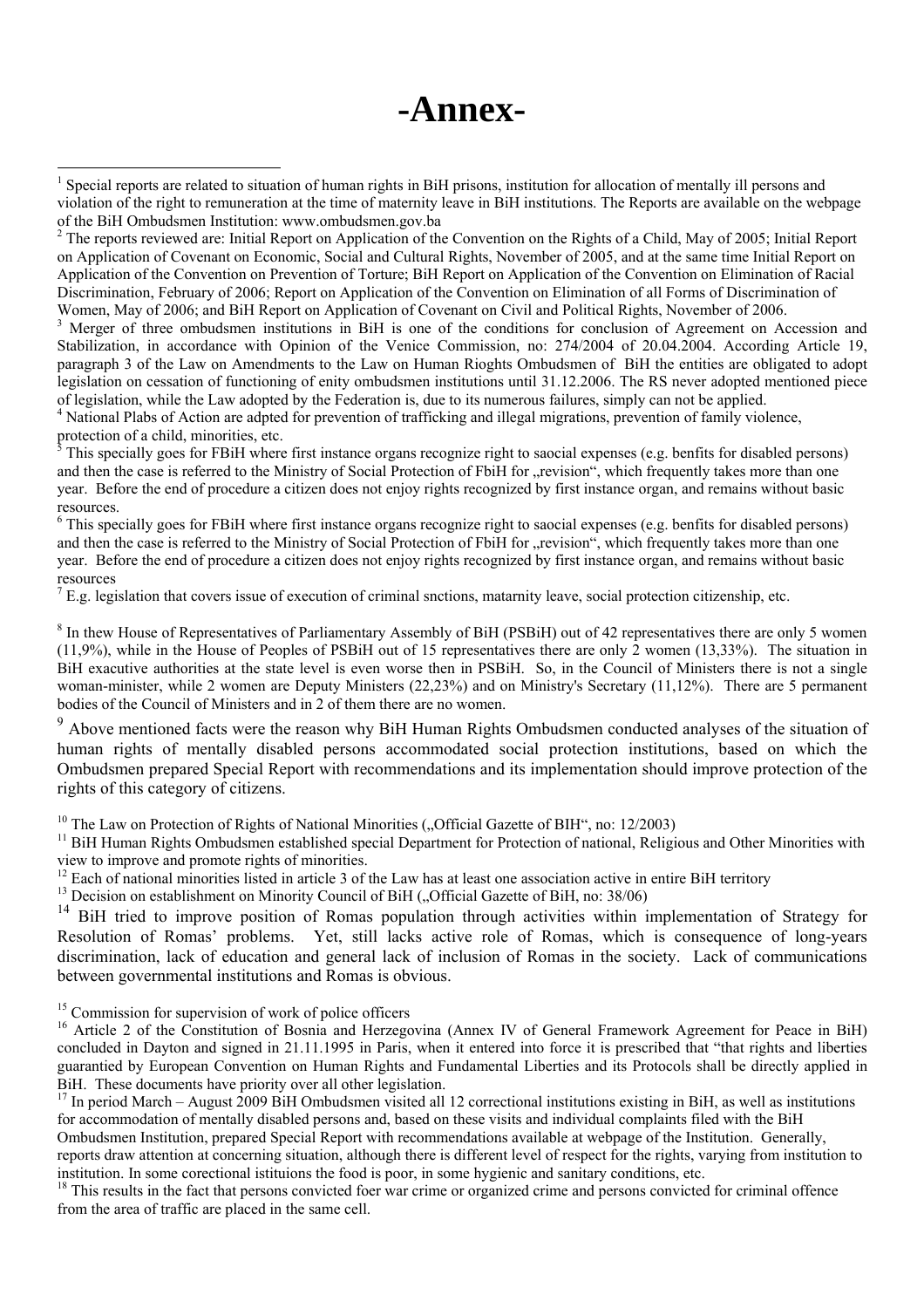# -Annex-

[1] Special reports are related to situation of human rights in BiH prisons, institution for allocation of mentally ill persons and violation of the right to remuneration at the time of maternity leave in BiH institutions. The Reports are available on the webpage of the BiH Ombudsmen Institution: www.ombudsmen.gov.ba

[2] The reports reviewed are: Initial Report on Application of the Convention on the Rights of a Child, May of 2005; Initial Report on Application of Covenant on Economic, Social and Cultural Rights, November of 2005, and at the same time Initial Report on Application of the Convention on Prevention of Torture; BiH Report on Application of the Convention on Elimination of Racial Discrimination, February of 2006; Report on Application of the Convention on Elimination of all Forms of Discrimination of Women, May of 2006; and BiH Report on Application of Covenant on Civil and Political Rights, November of 2006.

[3] Merger of three ombudsmen institutions in BiH is one of the conditions for conclusion of Agreement on Accession and Stabilization, in accordance with Opinion of the Venice Commission, no: 274/2004 of 20.04.2004. According Article 19, paragraph 3 of the Law on Amendments to the Law on Human Rioghts Ombudsmen of BiH the entities are obligated to adopt legislation on cessation of functioning of enity ombudsmen institutions until 31.12.2006. The RS never adopted mentioned piece of legislation, while the Law adopted by the Federation is, due to its numerous failures, simply can not be applied.

[4] National Plabs of Action are adpted for prevention of trafficking and illegal migrations, prevention of family violence, protection of a child, minorities, etc.

[5] This specially goes for FBiH where first instance organs recognize right to saocial expenses (e.g. benfits for disabled persons) and then the case is referred to the Ministry of Social Protection of FbiH for „revision", which frequently takes more than one year. Before the end of procedure a citizen does not enjoy rights recognized by first instance organ, and remains without basic resources.

[6] This specially goes for FBiH where first instance organs recognize right to saocial expenses (e.g. benfits for disabled persons) and then the case is referred to the Ministry of Social Protection of FbiH for „revision", which frequently takes more than one year. Before the end of procedure a citizen does not enjoy rights recognized by first instance organ, and remains without basic resources

[7] E.g. legislation that covers issue of execution of criminal snctions, matarnity leave, social protection citizenship, etc.

[8] In thew House of Representatives of Parliamentary Assembly of BiH (PSBiH) out of 42 representatives there are only 5 women (11,9%), while in the House of Peoples of PSBiH out of 15 representatives there are only 2 women (13,33%). The situation in BiH exacutive authorities at the state level is even worse then in PSBiH. So, in the Council of Ministers there is not a single woman-minister, while 2 women are Deputy Ministers (22,23%) and on Ministry's Secretary (11,12%). There are 5 permanent bodies of the Council of Ministers and in 2 of them there are no women.

[9] Above mentioned facts were the reason why BiH Human Rights Ombudsmen conducted analyses of the situation of human rights of mentally disabled persons accommodated social protection institutions, based on which the Ombudsmen prepared Special Report with recommendations and its implementation should improve protection of the rights of this category of citizens.

[10] The Law on Protection of Rights of National Minorities („Official Gazette of BIH", no: 12/2003)

[11] BiH Human Rights Ombudsmen established special Department for Protection of national, Religious and Other Minorities with view to improve and promote rights of minorities.

[12] Each of national minorities listed in article 3 of the Law has at least one association active in entire BiH territory

[13] Decision on establishment on Minority Council of BiH („Official Gazette of BiH, no: 38/06)

[14] BiH tried to improve position of Romas population through activities within implementation of Strategy for Resolution of Romas' problems. Yet, still lacks active role of Romas, which is consequence of long-years discrimination, lack of education and general lack of inclusion of Romas in the society. Lack of communications between governmental institutions and Romas is obvious.

[15] Commission for supervision of work of police officers

[16] Article 2 of the Constitution of Bosnia and Herzegovina (Annex IV of General Framework Agreement for Peace in BiH) concluded in Dayton and signed in 21.11.1995 in Paris, when it entered into force it is prescribed that "that rights and liberties guarantied by European Convention on Human Rights and Fundamental Liberties and its Protocols shall be directly applied in BiH. These documents have priority over all other legislation.

[17] In period March – August 2009 BiH Ombudsmen visited all 12 correctional institutions existing in BiH, as well as institutions for accommodation of mentally disabled persons and, based on these visits and individual complaints filed with the BiH Ombudsmen Institution, prepared Special Report with recommendations available at webpage of the Institution. Generally, reports draw attention at concerning situation, although there is different level of respect for the rights, varying from institution to institution. In some corectional istituions the food is poor, in some hygienic and sanitary conditions, etc.

[18] This results in the fact that persons convicted foer war crime or organized crime and persons convicted for criminal offence from the area of traffic are placed in the same cell.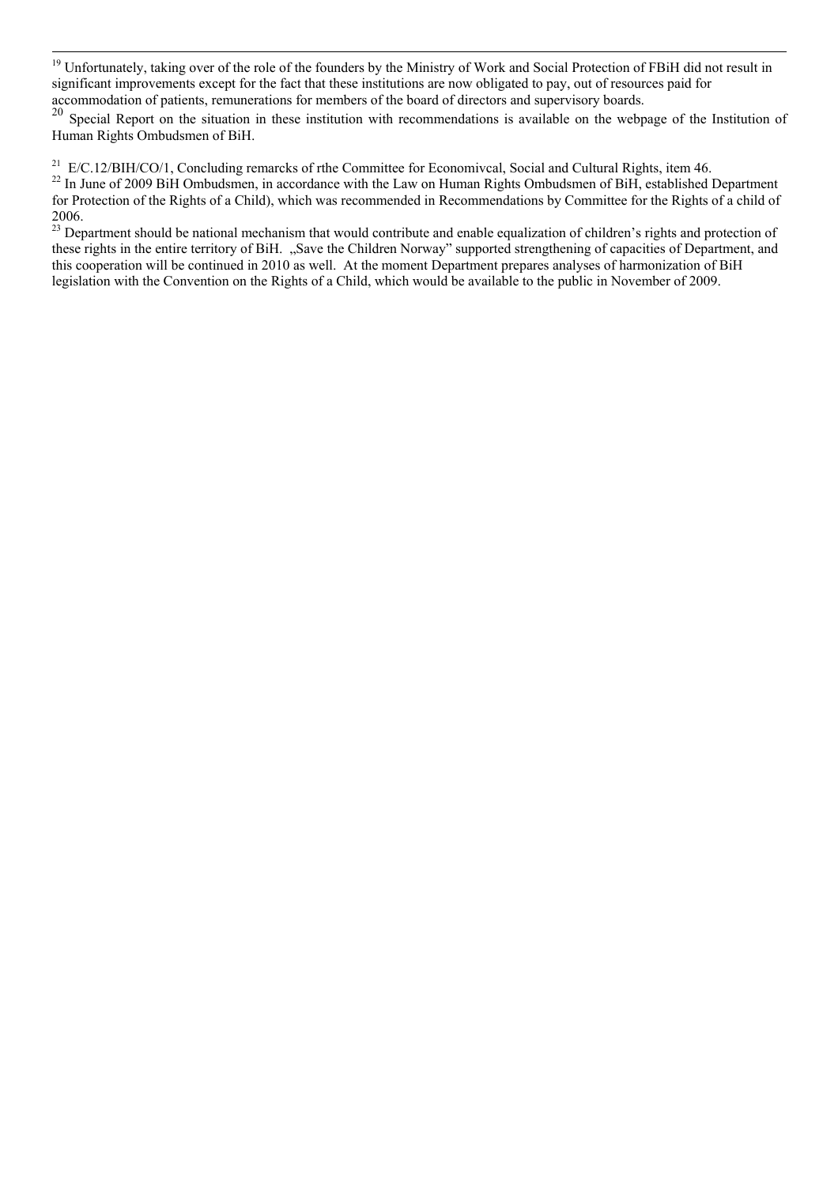[19] Unfortunately, taking over of the role of the founders by the Ministry of Work and Social Protection of FBiH did not result in significant improvements except for the fact that these institutions are now obligated to pay, out of resources paid for accommodation of patients, remunerations for members of the board of directors and supervisory boards.

[20] Special Report on the situation in these institution with recommendations is available on the webpage of the Institution of Human Rights Ombudsmen of BiH.

[21] E/C.12/BIH/CO/1, Concluding remarcks of rthe Committee for Economivcal, Social and Cultural Rights, item 46.

[22] In June of 2009 BiH Ombudsmen, in accordance with the Law on Human Rights Ombudsmen of BiH, established Department for Protection of the Rights of a Child), which was recommended in Recommendations by Committee for the Rights of a child of 2006.

[23] Department should be national mechanism that would contribute and enable equalization of children's rights and protection of these rights in the entire territory of BiH. „Save the Children Norway" supported strengthening of capacities of Department, and this cooperation will be continued in 2010 as well. At the moment Department prepares analyses of harmonization of BiH legislation with the Convention on the Rights of a Child, which would be available to the public in November of 2009.